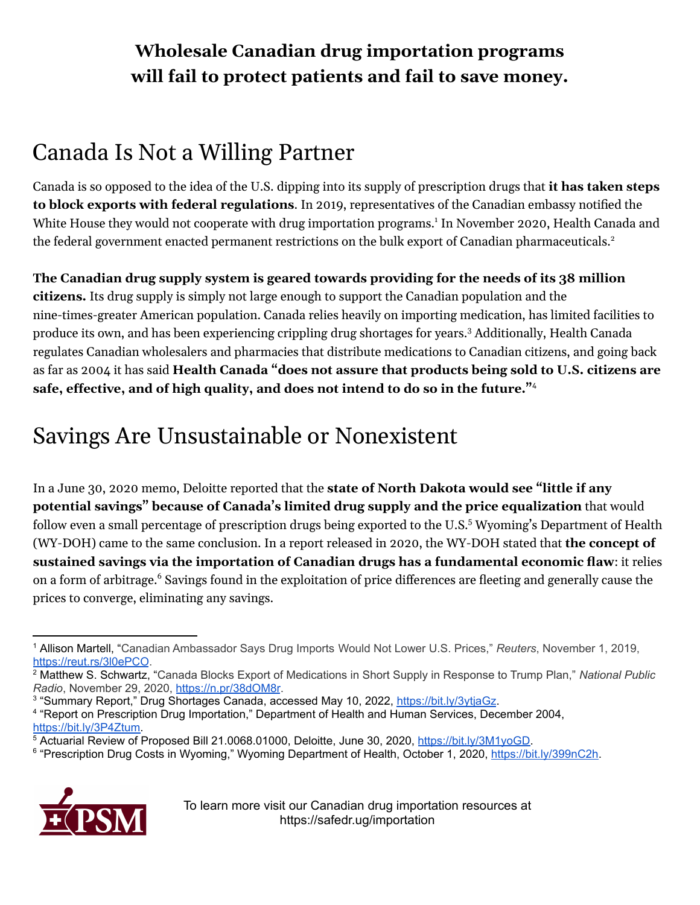**Wholesale Canadian drug importation programs will fail to protect patients and fail to save money.**

# Canada Is Not a Willing Partner

Canada is so opposed to the idea of the U.S. dipping into its supply of prescription drugs that **it has taken steps to block exports with federal regulations**. In 2019, representatives of the Canadian embassy notified the White House they would not cooperate with drug importation programs.[1] In November 2020, Health Canada and the federal government enacted permanent restrictions on the bulk export of Canadian pharmaceuticals.[2]

**The Canadian drug supply system is geared towards providing for the needs of its 38 million citizens.** Its drug supply is simply not large enough to support the Canadian population and the nine-times-greater American population. Canada relies heavily on importing medication, has limited facilities to produce its own, and has been experiencing crippling drug shortages for years.[3] Additionally, Health Canada regulates Canadian wholesalers and pharmacies that distribute medications to Canadian citizens, and going back as far as 2004 it has said **Health Canada "does not assure that products being sold to U.S. citizens are safe, effective, and of high quality, and does not intend to do so in the future."**[4]

# Savings Are Unsustainable or Nonexistent

In a June 30, 2020 memo, Deloitte reported that the **state of North Dakota would see "little if any potential savings" because of Canada's limited drug supply and the price equalization** that would follow even a small percentage of prescription drugs being exported to the U.S.[5] Wyoming's Department of Health (WY-DOH) came to the same conclusion. In a report released in 2020, the WY-DOH stated that **the concept of sustained savings via the importation of Canadian drugs has a fundamental economic flaw**: it relies on a form of arbitrage.[6] Savings found in the exploitation of price differences are fleeting and generally cause the prices to converge, eliminating any savings.

---

[1] Allison Martell, "Canadian Ambassador Says Drug Imports Would Not Lower U.S. Prices," *Reuters*, November 1, 2019, https://reut.rs/3l0ePCO.

[2] Matthew S. Schwartz, "Canada Blocks Export of Medications in Short Supply in Response to Trump Plan," *National Public Radio*, November 29, 2020, https://n.pr/38dOM8r.

[3] "Summary Report," Drug Shortages Canada, accessed May 10, 2022, https://bit.ly/3ytjaGz.

[4] "Report on Prescription Drug Importation," Department of Health and Human Services, December 2004, https://bit.ly/3P4Ztum.

[5] Actuarial Review of Proposed Bill 21.0068.01000, Deloitte, June 30, 2020, https://bit.ly/3M1yoGD.

[6] "Prescription Drug Costs in Wyoming," Wyoming Department of Health, October 1, 2020, https://bit.ly/399nC2h.

PSM

To learn more visit our Canadian drug importation resources at https://safedr.ug/importation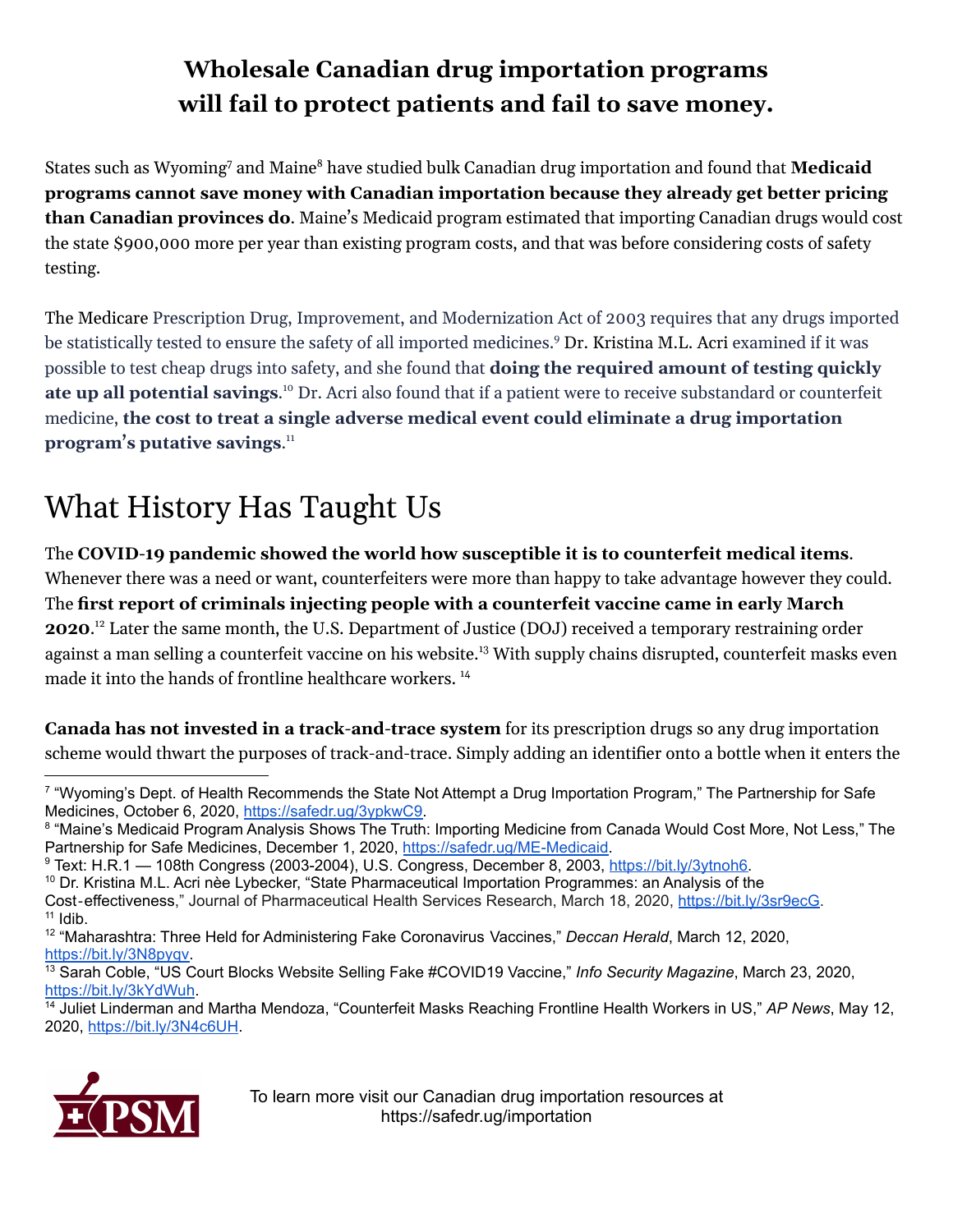## Wholesale Canadian drug importation programs will fail to protect patients and fail to save money.

States such as Wyoming[7] and Maine[8] have studied bulk Canadian drug importation and found that **Medicaid programs cannot save money with Canadian importation because they already get better pricing than Canadian provinces do**. Maine's Medicaid program estimated that importing Canadian drugs would cost the state $900,000 more per year than existing program costs, and that was before considering costs of safety testing.

The Medicare Prescription Drug, Improvement, and Modernization Act of 2003 requires that any drugs imported be statistically tested to ensure the safety of all imported medicines.[9] Dr. Kristina M.L. Acri examined if it was possible to test cheap drugs into safety, and she found that **doing the required amount of testing quickly ate up all potential savings**.[10] Dr. Acri also found that if a patient were to receive substandard or counterfeit medicine, **the cost to treat a single adverse medical event could eliminate a drug importation program's putative savings**.[11]

# What History Has Taught Us

The **COVID-19 pandemic showed the world how susceptible it is to counterfeit medical items**. Whenever there was a need or want, counterfeiters were more than happy to take advantage however they could. The **first report of criminals injecting people with a counterfeit vaccine came in early March 2020**.[12] Later the same month, the U.S. Department of Justice (DOJ) received a temporary restraining order against a man selling a counterfeit vaccine on his website.[13] With supply chains disrupted, counterfeit masks even made it into the hands of frontline healthcare workers. [14]

**Canada has not invested in a track-and-trace system** for its prescription drugs so any drug importation scheme would thwart the purposes of track-and-trace. Simply adding an identifier onto a bottle when it enters the

---

[7] "Wyoming's Dept. of Health Recommends the State Not Attempt a Drug Importation Program," The Partnership for Safe Medicines, October 6, 2020, https://safedr.ug/3ypkwC9.

[8] "Maine's Medicaid Program Analysis Shows The Truth: Importing Medicine from Canada Would Cost More, Not Less," The Partnership for Safe Medicines, December 1, 2020, https://safedr.ug/ME-Medicaid.

[9] Text: H.R.1 — 108th Congress (2003-2004), U.S. Congress, December 8, 2003, https://bit.ly/3ytnoh6.

[10] Dr. Kristina M.L. Acri nèe Lybecker, "State Pharmaceutical Importation Programmes: an Analysis of the Cost-effectiveness," Journal of Pharmaceutical Health Services Research, March 18, 2020, https://bit.ly/3sr9ecG.

[11] Idib.

[12] "Maharashtra: Three Held for Administering Fake Coronavirus Vaccines," *Deccan Herald*, March 12, 2020, https://bit.ly/3N8pyqv.

[13] Sarah Coble, "US Court Blocks Website Selling Fake #COVID19 Vaccine," *Info Security Magazine*, March 23, 2020, https://bit.ly/3kYdWuh.

[14] Juliet Linderman and Martha Mendoza, "Counterfeit Masks Reaching Frontline Health Workers in US," *AP News*, May 12, 2020, https://bit.ly/3N4c6UH.

To learn more visit our Canadian drug importation resources at https://safedr.ug/importation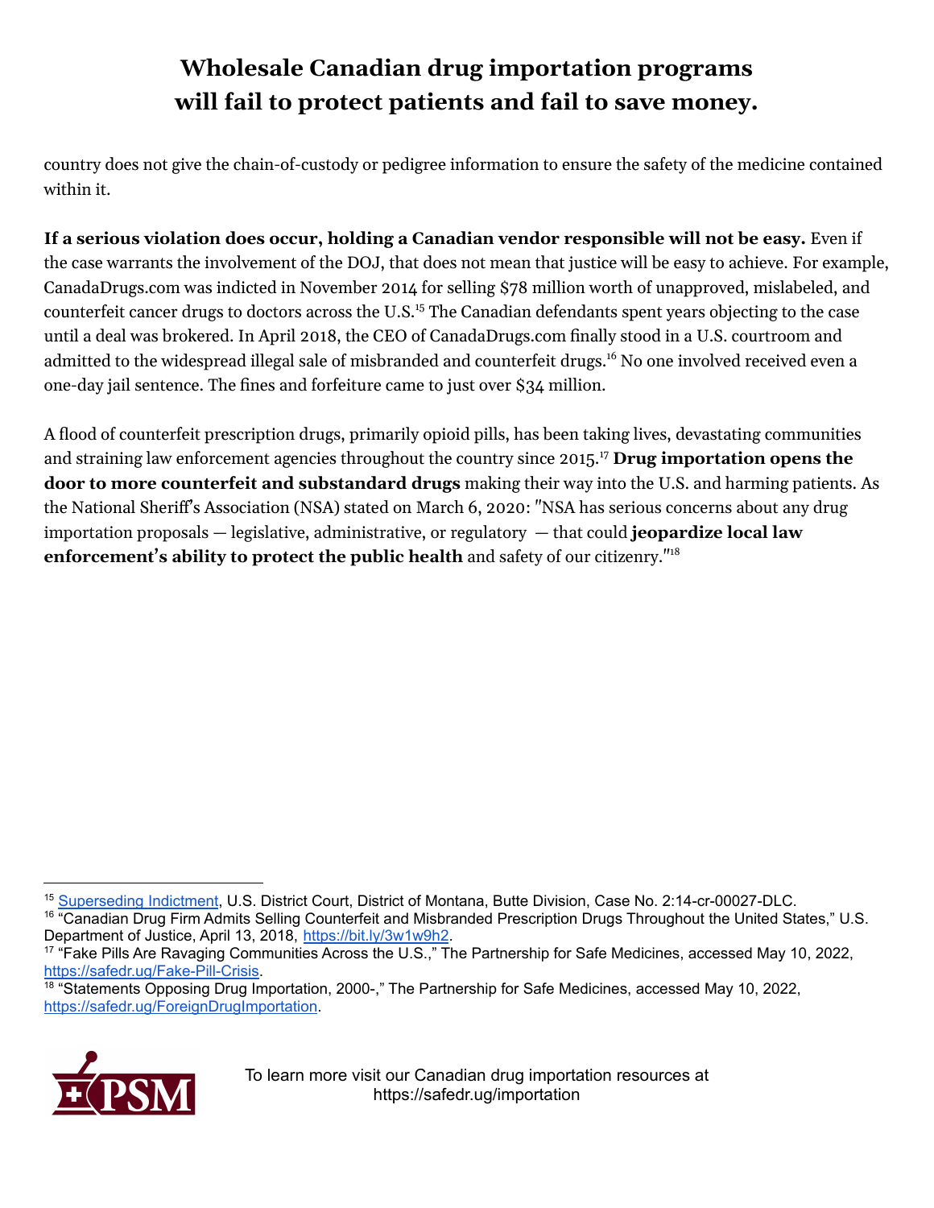country does not give the chain-of-custody or pedigree information to ensure the safety of the medicine contained within it.

**If a serious violation does occur, holding a Canadian vendor responsible will not be easy.** Even if the case warrants the involvement of the DOJ, that does not mean that justice will be easy to achieve. For example, CanadaDrugs.com was indicted in November 2014 for selling $78 million worth of unapproved, mislabeled, and counterfeit cancer drugs to doctors across the U.S.[15] The Canadian defendants spent years objecting to the case until a deal was brokered. In April 2018, the CEO of CanadaDrugs.com finally stood in a U.S. courtroom and admitted to the widespread illegal sale of misbranded and counterfeit drugs.[16] No one involved received even a one-day jail sentence. The fines and forfeiture came to just over $34 million.

A flood of counterfeit prescription drugs, primarily opioid pills, has been taking lives, devastating communities and straining law enforcement agencies throughout the country since 2015.[17] **Drug importation opens the door to more counterfeit and substandard drugs** making their way into the U.S. and harming patients. As the National Sheriff's Association (NSA) stated on March 6, 2020: "NSA has serious concerns about any drug importation proposals — legislative, administrative, or regulatory — that could **jeopardize local law enforcement's ability to protect the public health** and safety of our citizenry."[18]

---

[15] Superseding Indictment, U.S. District Court, District of Montana, Butte Division, Case No. 2:14-cr-00027-DLC.

[16] "Canadian Drug Firm Admits Selling Counterfeit and Misbranded Prescription Drugs Throughout the United States," U.S. Department of Justice, April 13, 2018, https://bit.ly/3w1w9h2.

[17] "Fake Pills Are Ravaging Communities Across the U.S.," The Partnership for Safe Medicines, accessed May 10, 2022, https://safedr.ug/Fake-Pill-Crisis.

[18] "Statements Opposing Drug Importation, 2000-," The Partnership for Safe Medicines, accessed May 10, 2022, https://safedr.ug/ForeignDrugImportation.

To learn more visit our Canadian drug importation resources at https://safedr.ug/importation